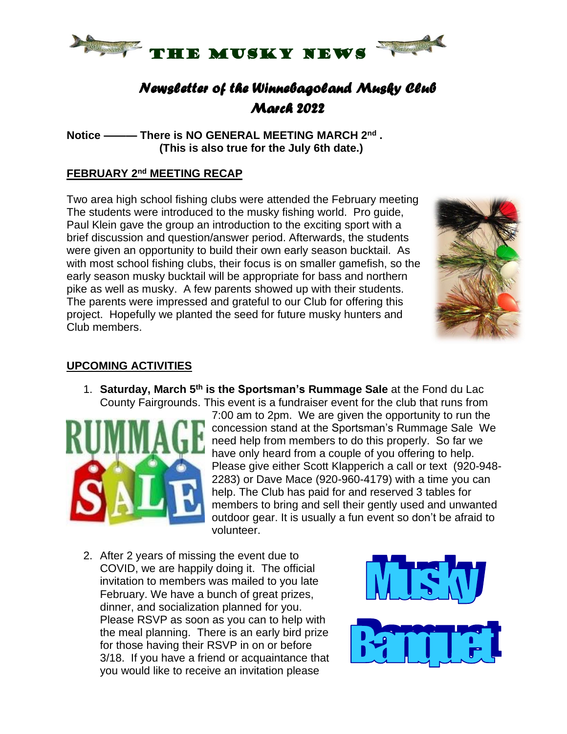# THE MUSKY NEWS

## *Newsletter of the Winnebagoland Musky Club*
## *March 2022*

**Notice ——— There is NO GENERAL MEETING MARCH 2nd .**
**(This is also true for the July 6th date.)**

### FEBRUARY 2nd MEETING RECAP

Two area high school fishing clubs were attended the February meeting The students were introduced to the musky fishing world. Pro guide, Paul Klein gave the group an introduction to the exciting sport with a brief discussion and question/answer period. Afterwards, the students were given an opportunity to build their own early season bucktail. As with most school fishing clubs, their focus is on smaller gamefish, so the early season musky bucktail will be appropriate for bass and northern pike as well as musky. A few parents showed up with their students. The parents were impressed and grateful to our Club for offering this project. Hopefully we planted the seed for future musky hunters and Club members.

### UPCOMING ACTIVITIES

1. **Saturday, March 5th is the Sportsman's Rummage Sale** at the Fond du Lac County Fairgrounds. This event is a fundraiser event for the club that runs from 7:00 am to 2pm. We are given the opportunity to run the concession stand at the Sportsman's Rummage Sale We need help from members to do this properly. So far we have only heard from a couple of you offering to help. Please give either Scott Klapperich a call or text (920-948-2283) or Dave Mace (920-960-4179) with a time you can help. The Club has paid for and reserved 3 tables for members to bring and sell their gently used and unwanted outdoor gear. It is usually a fun event so don't be afraid to volunteer.

2. After 2 years of missing the event due to COVID, we are happily doing it. The official invitation to members was mailed to you late February. We have a bunch of great prizes, dinner, and socialization planned for you. Please RSVP as soon as you can to help with the meal planning. There is an early bird prize for those having their RSVP in on or before 3/18. If you have a friend or acquaintance that you would like to receive an invitation please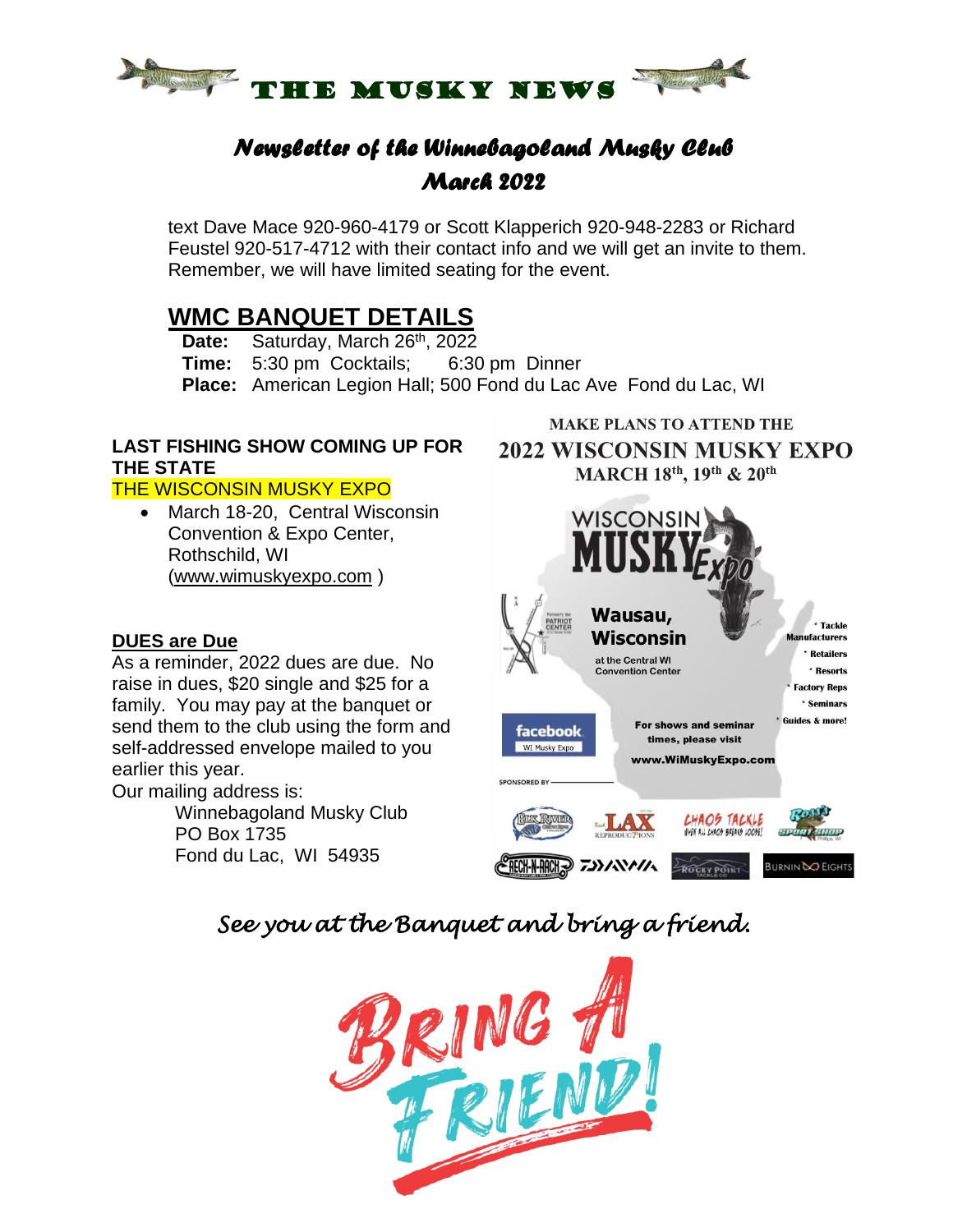# THE MUSKY NEWS

## *Newsletter of the Winnebagoland Musky Club*
## *March 2022*

text Dave Mace 920-960-4179 or Scott Klapperich 920-948-2283 or Richard Feustel 920-517-4712 with their contact info and we will get an invite to them. Remember, we will have limited seating for the event.

## WMC BANQUET DETAILS

**Date:** Saturday, March 26th, 2022
**Time:** 5:30 pm Cocktails; 6:30 pm Dinner
**Place:** American Legion Hall; 500 Fond du Lac Ave Fond du Lac, WI

**LAST FISHING SHOW COMING UP FOR THE STATE**
THE WISCONSIN MUSKY EXPO

- March 18-20, Central Wisconsin Convention & Expo Center, Rothschild, WI (www.wimuskyexpo.com )

**DUES are Due**

As a reminder, 2022 dues are due. No raise in dues, $20 single and $25 for a family. You may pay at the banquet or send them to the club using the form and self-addressed envelope mailed to you earlier this year.

Our mailing address is:

Winnebagoland Musky Club
PO Box 1735
Fond du Lac, WI 54935

MAKE PLANS TO ATTEND THE
2022 WISCONSIN MUSKY EXPO
MARCH 18th, 19th & 20th

WISCONSIN MUSKY Expo
Wausau, Wisconsin
at the Central WI Convention Center

* Tackle Manufacturers
* Retailers
* Resorts
* Factory Reps
* Seminars
* Guides & more!

facebook WI Musky Expo

For shows and seminar times, please visit
www.WiMuskyExpo.com

SPONSORED BY

*See you at the Banquet and bring a friend.*

BRING A FRIEND!